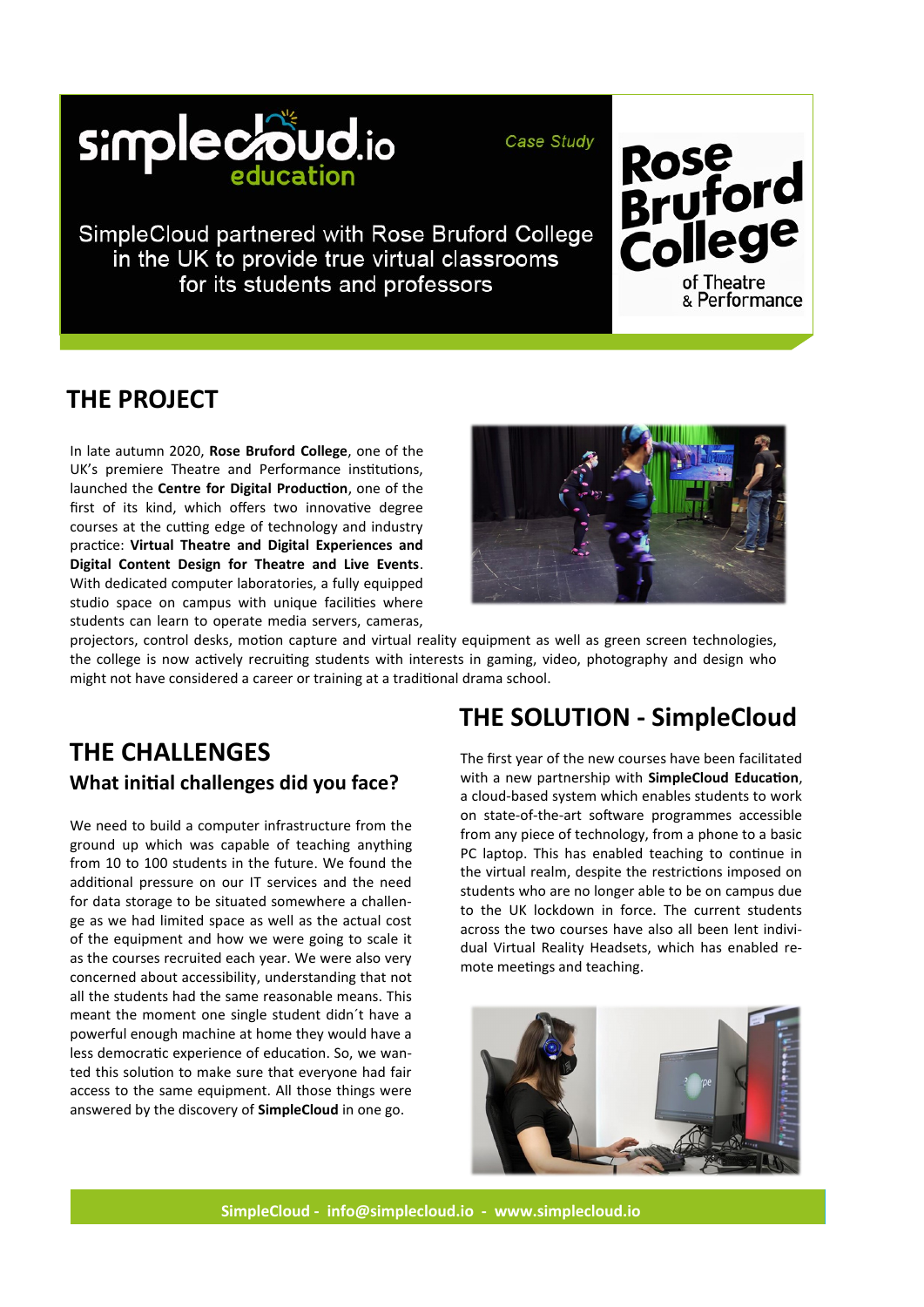simplecloud.io education

*Case Study*

SimpleCloud partnered with Rose Bruford College in the UK to provide true virtual classrooms for its students and professors

Rose Bruford College of Theatre & Performance

## THE PROJECT

In late autumn 2020, **Rose Bruford College**, one of the UK's premiere Theatre and Performance institutions, launched the **Centre for Digital Production**, one of the first of its kind, which offers two innovative degree courses at the cutting edge of technology and industry practice: **Virtual Theatre and Digital Experiences and Digital Content Design for Theatre and Live Events**. With dedicated computer laboratories, a fully equipped studio space on campus with unique facilities where students can learn to operate media servers, cameras, projectors, control desks, motion capture and virtual reality equipment as well as green screen technologies, the college is now actively recruiting students with interests in gaming, video, photography and design who might not have considered a career or training at a traditional drama school.

## THE CHALLENGES

### What initial challenges did you face?

We need to build a computer infrastructure from the ground up which was capable of teaching anything from 10 to 100 students in the future. We found the additional pressure on our IT services and the need for data storage to be situated somewhere a challenge as we had limited space as well as the actual cost of the equipment and how we were going to scale it as the courses recruited each year. We were also very concerned about accessibility, understanding that not all the students had the same reasonable means. This meant the moment one single student didn´t have a powerful enough machine at home they would have a less democratic experience of education. So, we wanted this solution to make sure that everyone had fair access to the same equipment. All those things were answered by the discovery of **SimpleCloud** in one go.

## THE SOLUTION - SimpleCloud

The first year of the new courses have been facilitated with a new partnership with **SimpleCloud Education**, a cloud-based system which enables students to work on state-of-the-art software programmes accessible from any piece of technology, from a phone to a basic PC laptop. This has enabled teaching to continue in the virtual realm, despite the restrictions imposed on students who are no longer able to be on campus due to the UK lockdown in force. The current students across the two courses have also all been lent individual Virtual Reality Headsets, which has enabled remote meetings and teaching.

**SimpleCloud - info@simplecloud.io - www.simplecloud.io**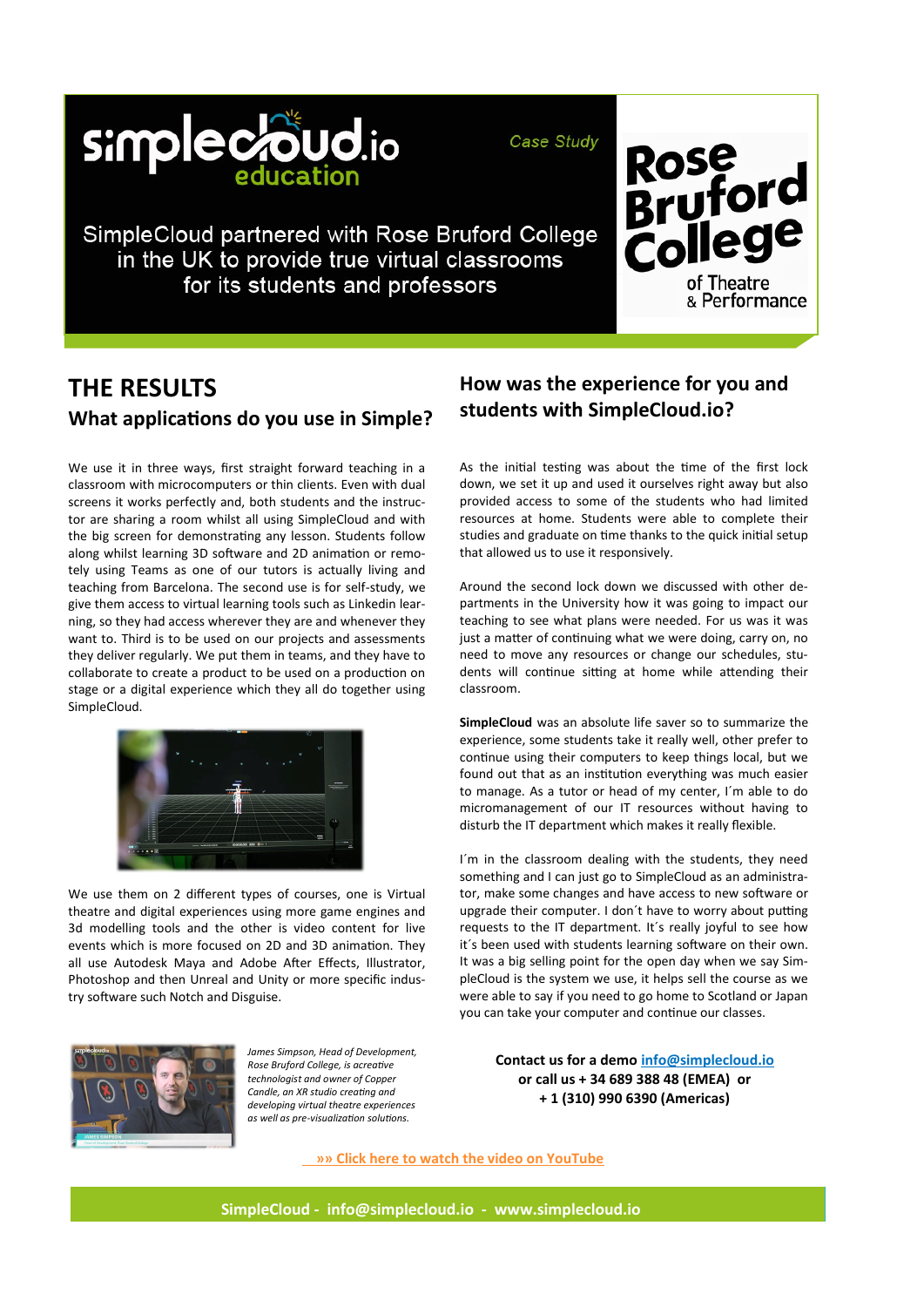Case Study

SimpleCloud partnered with Rose Bruford College in the UK to provide true virtual classrooms for its students and professors

# THE RESULTS

## What applications do you use in Simple?

We use it in three ways, first straight forward teaching in a classroom with microcomputers or thin clients. Even with dual screens it works perfectly and, both students and the instructor are sharing a room whilst all using SimpleCloud and with the big screen for demonstrating any lesson. Students follow along whilst learning 3D software and 2D animation or remotely using Teams as one of our tutors is actually living and teaching from Barcelona. The second use is for self-study, we give them access to virtual learning tools such as Linkedin learning, so they had access wherever they are and whenever they want to. Third is to be used on our projects and assessments they deliver regularly. We put them in teams, and they have to collaborate to create a product to be used on a production on stage or a digital experience which they all do together using SimpleCloud.

We use them on 2 different types of courses, one is Virtual theatre and digital experiences using more game engines and 3d modelling tools and the other is video content for live events which is more focused on 2D and 3D animation. They all use Autodesk Maya and Adobe After Effects, Illustrator, Photoshop and then Unreal and Unity or more specific industry software such Notch and Disguise.

*James Simpson, Head of Development, Rose Bruford College, is acreative technologist and owner of Copper Candle, an XR studio creating and developing virtual theatre experiences as well as pre-visualization solutions.*

## How was the experience for you and students with SimpleCloud.io?

As the initial testing was about the time of the first lock down, we set it up and used it ourselves right away but also provided access to some of the students who had limited resources at home. Students were able to complete their studies and graduate on time thanks to the quick initial setup that allowed us to use it responsively.

Around the second lock down we discussed with other departments in the University how it was going to impact our teaching to see what plans were needed. For us was it was just a matter of continuing what we were doing, carry on, no need to move any resources or change our schedules, students will continue sitting at home while attending their classroom.

**SimpleCloud** was an absolute life saver so to summarize the experience, some students take it really well, other prefer to continue using their computers to keep things local, but we found out that as an institution everything was much easier to manage. As a tutor or head of my center, I´m able to do micromanagement of our IT resources without having to disturb the IT department which makes it really flexible.

I´m in the classroom dealing with the students, they need something and I can just go to SimpleCloud as an administrator, make some changes and have access to new software or upgrade their computer. I don´t have to worry about putting requests to the IT department. It´s really joyful to see how it´s been used with students learning software on their own. It was a big selling point for the open day when we say SimpleCloud is the system we use, it helps sell the course as we were able to say if you need to go home to Scotland or Japan you can take your computer and continue our classes.

**Contact us for a demo info@simplecloud.io**
**or call us + 34 689 388 48 (EMEA) or**
**+ 1 (310) 990 6390 (Americas)**

»» Click here to watch the video on YouTube

**SimpleCloud - info@simplecloud.io - www.simplecloud.io**